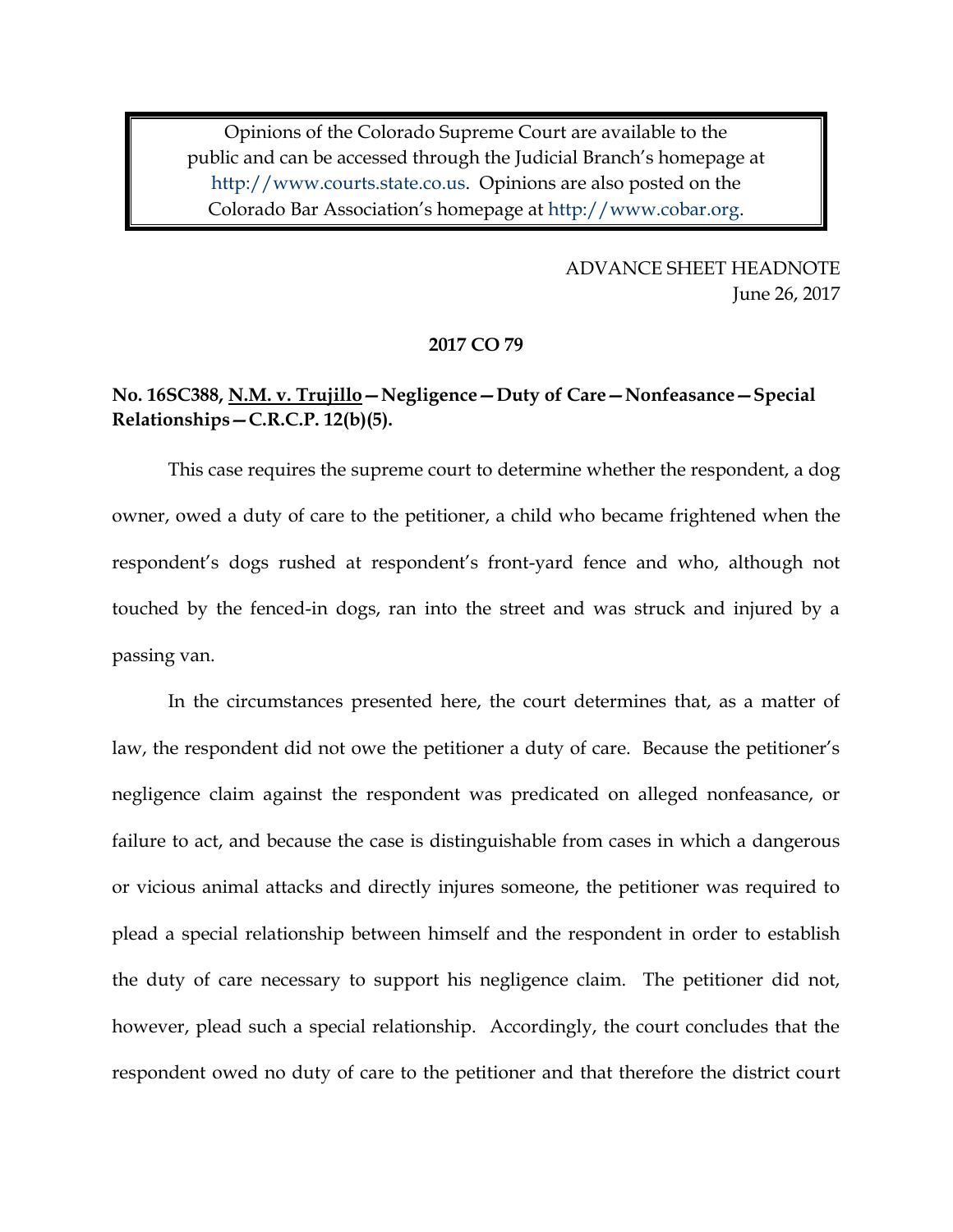Opinions of the Colorado Supreme Court are available to the public and can be accessed through the Judicial Branch's homepage at http://www.courts.state.co.us. Opinions are also posted on the Colorado Bar Association's homepage at http://www.cobar.org.

ADVANCE SHEET HEADNOTE
June 26, 2017

**2017 CO 79**

**No. 16SC388, N.M. v. Trujillo—Negligence—Duty of Care—Nonfeasance—Special Relationships—C.R.C.P. 12(b)(5).**

This case requires the supreme court to determine whether the respondent, a dog owner, owed a duty of care to the petitioner, a child who became frightened when the respondent's dogs rushed at respondent's front-yard fence and who, although not touched by the fenced-in dogs, ran into the street and was struck and injured by a passing van.

In the circumstances presented here, the court determines that, as a matter of law, the respondent did not owe the petitioner a duty of care. Because the petitioner's negligence claim against the respondent was predicated on alleged nonfeasance, or failure to act, and because the case is distinguishable from cases in which a dangerous or vicious animal attacks and directly injures someone, the petitioner was required to plead a special relationship between himself and the respondent in order to establish the duty of care necessary to support his negligence claim. The petitioner did not, however, plead such a special relationship. Accordingly, the court concludes that the respondent owed no duty of care to the petitioner and that therefore the district court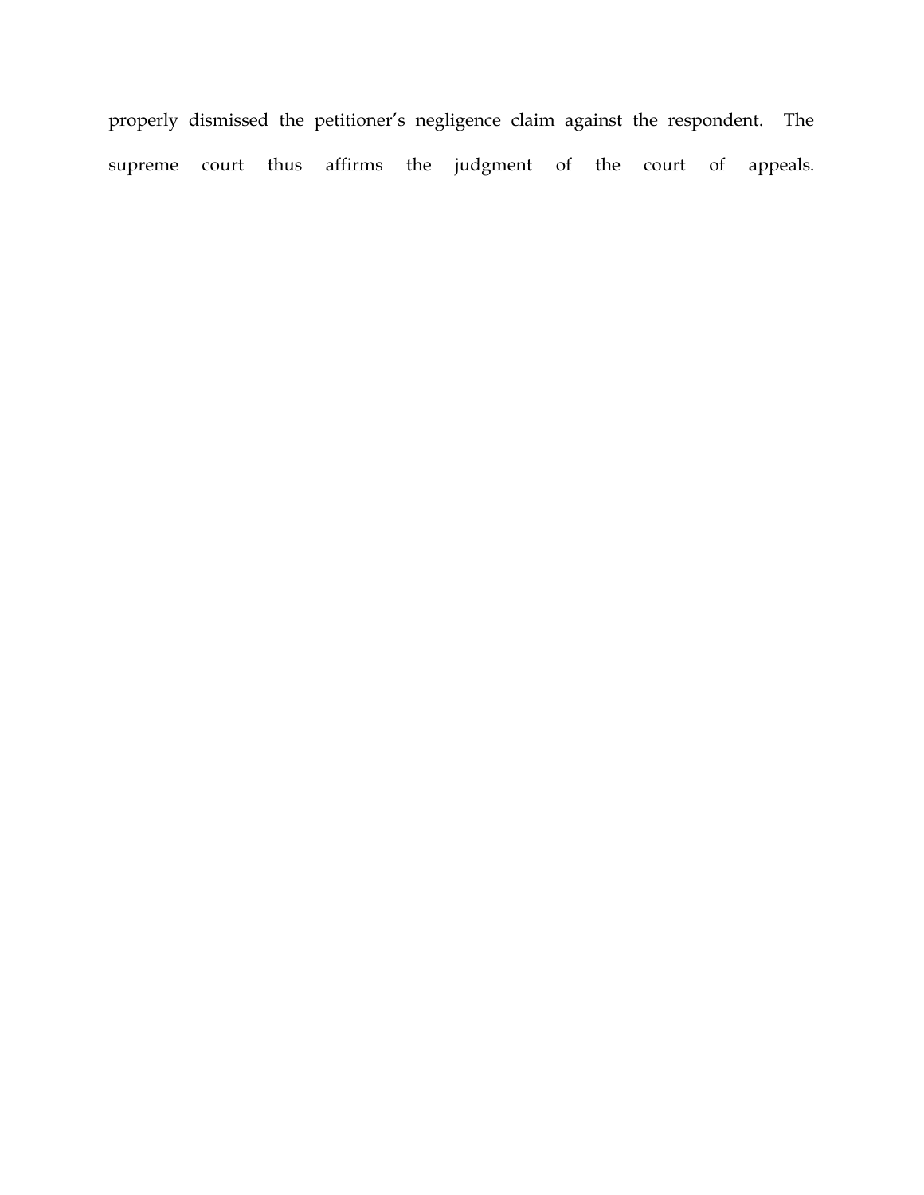properly dismissed the petitioner's negligence claim against the respondent. The supreme court thus affirms the judgment of the court of appeals.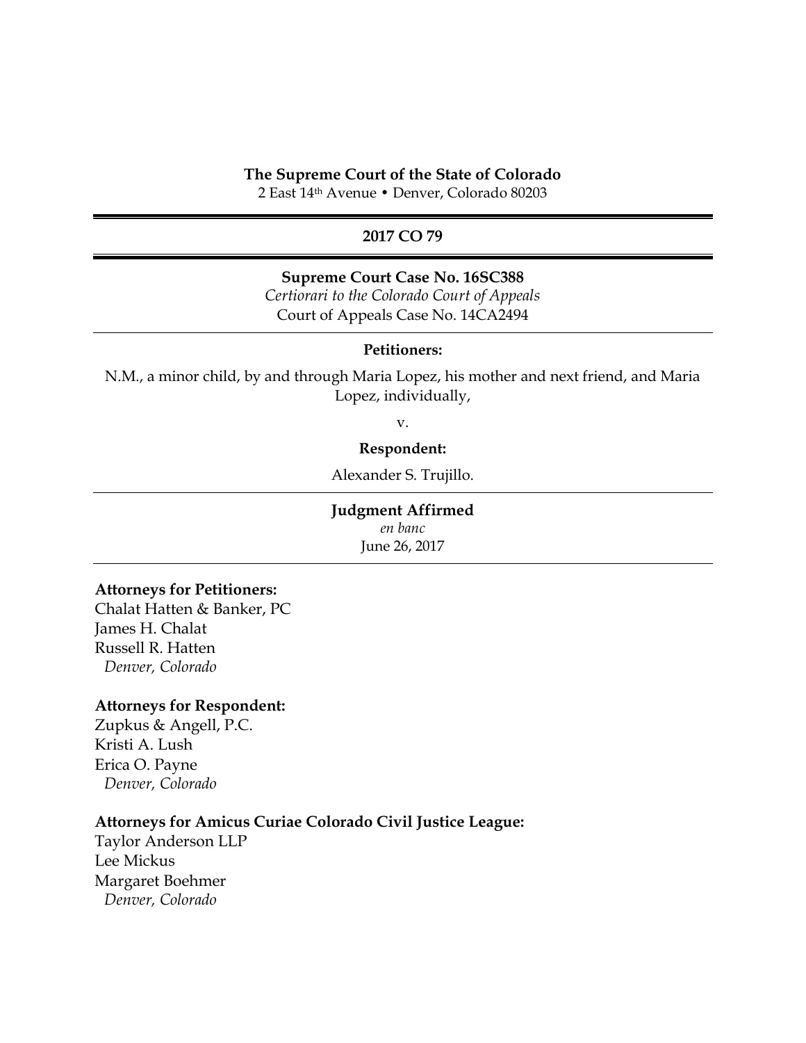**The Supreme Court of the State of Colorado**
2 East 14th Avenue • Denver, Colorado 80203

---

**2017 CO 79**

---

**Supreme Court Case No. 16SC388**
*Certiorari to the Colorado Court of Appeals*
Court of Appeals Case No. 14CA2494

---

**Petitioners:**

N.M., a minor child, by and through Maria Lopez, his mother and next friend, and Maria Lopez, individually,

v.

**Respondent:**

Alexander S. Trujillo.

---

**Judgment Affirmed**
*en banc*
June 26, 2017

---

**Attorneys for Petitioners:**
Chalat Hatten & Banker, PC
James H. Chalat
Russell R. Hatten
*Denver, Colorado*

**Attorneys for Respondent:**
Zupkus & Angell, P.C.
Kristi A. Lush
Erica O. Payne
*Denver, Colorado*

**Attorneys for Amicus Curiae Colorado Civil Justice League:**
Taylor Anderson LLP
Lee Mickus
Margaret Boehmer
*Denver, Colorado*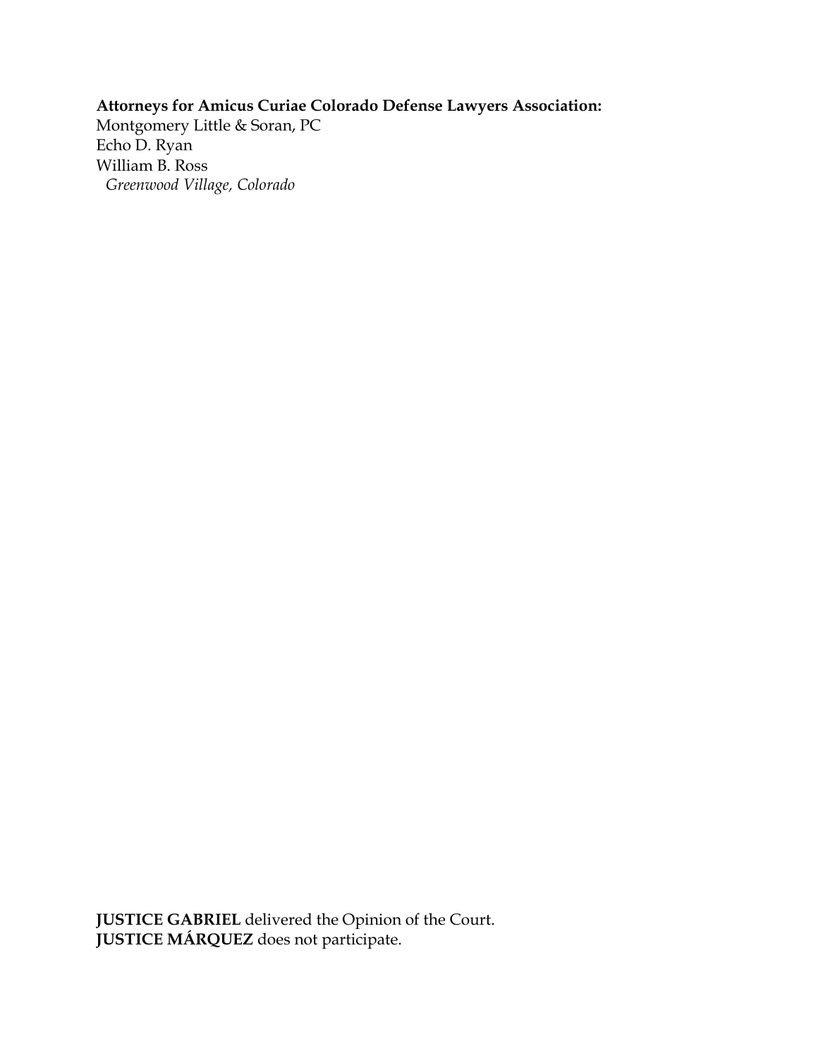**Attorneys for Amicus Curiae Colorado Defense Lawyers Association:**
Montgomery Little & Soran, PC
Echo D. Ryan
William B. Ross
*Greenwood Village, Colorado*

**JUSTICE GABRIEL** delivered the Opinion of the Court.
**JUSTICE MÁRQUEZ** does not participate.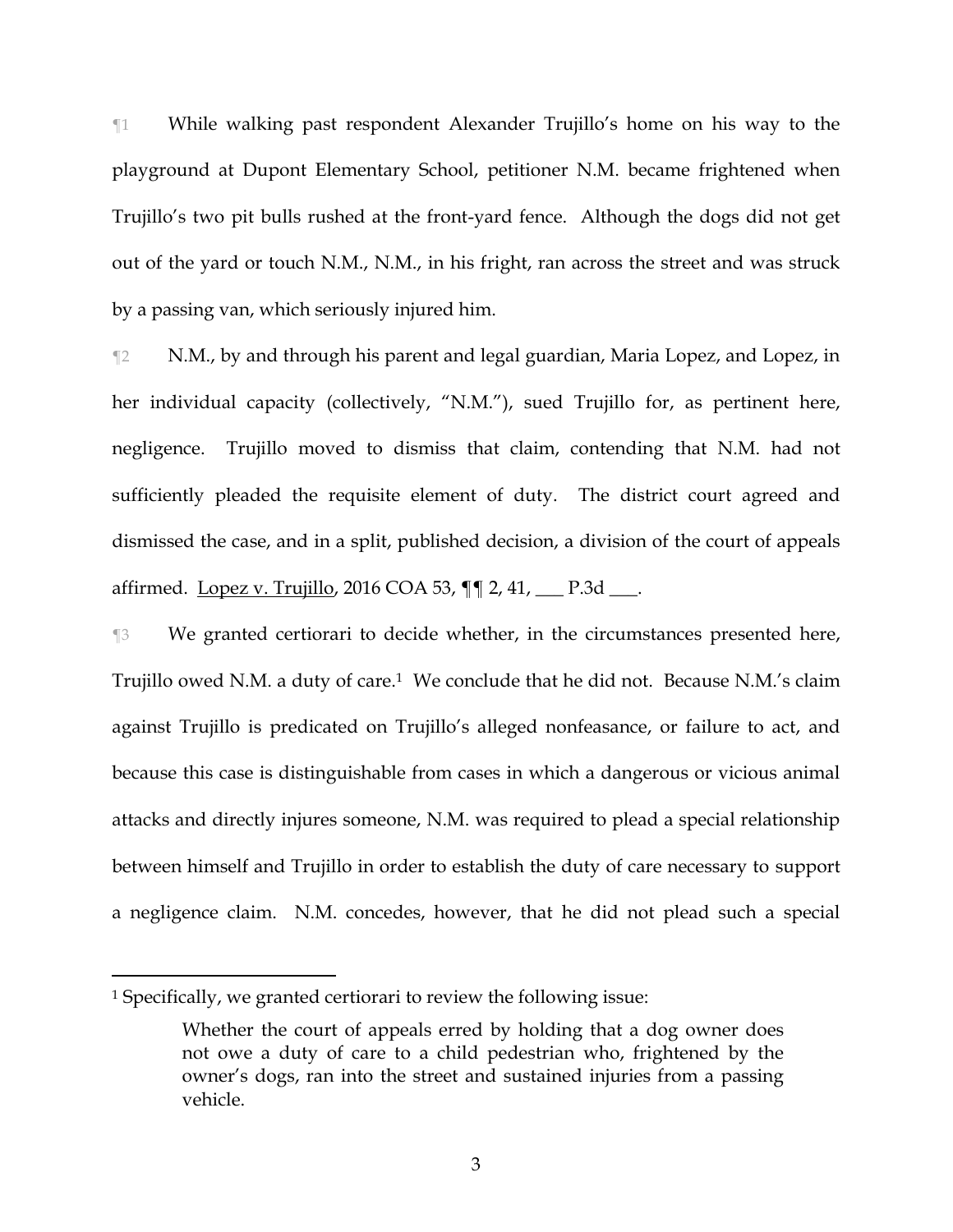¶1 While walking past respondent Alexander Trujillo's home on his way to the playground at Dupont Elementary School, petitioner N.M. became frightened when Trujillo's two pit bulls rushed at the front-yard fence. Although the dogs did not get out of the yard or touch N.M., N.M., in his fright, ran across the street and was struck by a passing van, which seriously injured him.

¶2 N.M., by and through his parent and legal guardian, Maria Lopez, and Lopez, in her individual capacity (collectively, "N.M."), sued Trujillo for, as pertinent here, negligence. Trujillo moved to dismiss that claim, contending that N.M. had not sufficiently pleaded the requisite element of duty. The district court agreed and dismissed the case, and in a split, published decision, a division of the court of appeals affirmed. Lopez v. Trujillo, 2016 COA 53, ¶¶ 2, 41, ___ P.3d ___.

¶3 We granted certiorari to decide whether, in the circumstances presented here, Trujillo owed N.M. a duty of care.[1] We conclude that he did not. Because N.M.'s claim against Trujillo is predicated on Trujillo's alleged nonfeasance, or failure to act, and because this case is distinguishable from cases in which a dangerous or vicious animal attacks and directly injures someone, N.M. was required to plead a special relationship between himself and Trujillo in order to establish the duty of care necessary to support a negligence claim. N.M. concedes, however, that he did not plead such a special

---

[1] Specifically, we granted certiorari to review the following issue:

> Whether the court of appeals erred by holding that a dog owner does not owe a duty of care to a child pedestrian who, frightened by the owner's dogs, ran into the street and sustained injuries from a passing vehicle.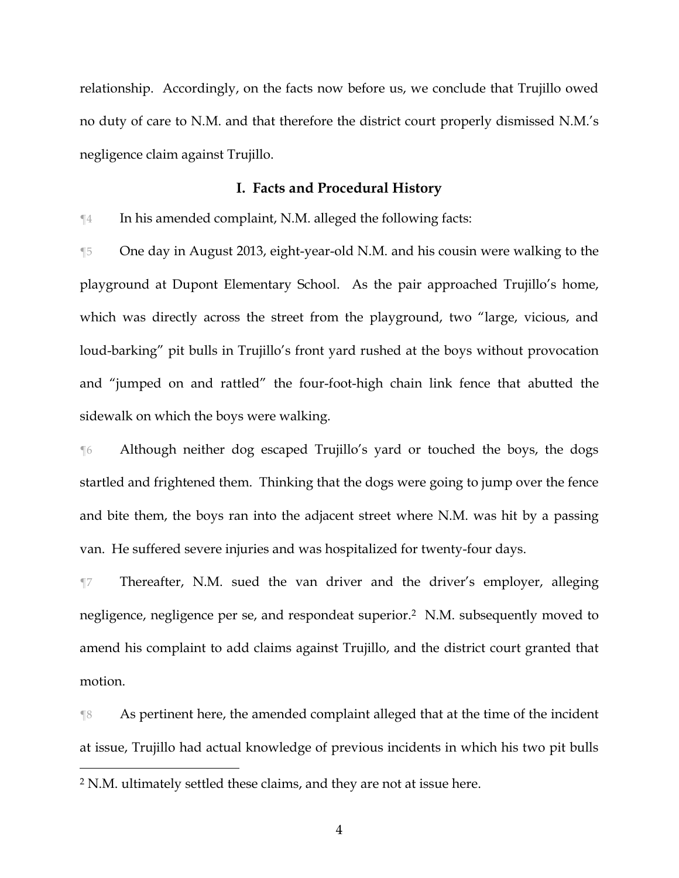relationship. Accordingly, on the facts now before us, we conclude that Trujillo owed no duty of care to N.M. and that therefore the district court properly dismissed N.M.'s negligence claim against Trujillo.

## I. Facts and Procedural History

¶4 In his amended complaint, N.M. alleged the following facts:

¶5 One day in August 2013, eight-year-old N.M. and his cousin were walking to the playground at Dupont Elementary School. As the pair approached Trujillo's home, which was directly across the street from the playground, two "large, vicious, and loud-barking" pit bulls in Trujillo's front yard rushed at the boys without provocation and "jumped on and rattled" the four-foot-high chain link fence that abutted the sidewalk on which the boys were walking.

¶6 Although neither dog escaped Trujillo's yard or touched the boys, the dogs startled and frightened them. Thinking that the dogs were going to jump over the fence and bite them, the boys ran into the adjacent street where N.M. was hit by a passing van. He suffered severe injuries and was hospitalized for twenty-four days.

¶7 Thereafter, N.M. sued the van driver and the driver's employer, alleging negligence, negligence per se, and respondeat superior.[2] N.M. subsequently moved to amend his complaint to add claims against Trujillo, and the district court granted that motion.

¶8 As pertinent here, the amended complaint alleged that at the time of the incident at issue, Trujillo had actual knowledge of previous incidents in which his two pit bulls

---

[2] N.M. ultimately settled these claims, and they are not at issue here.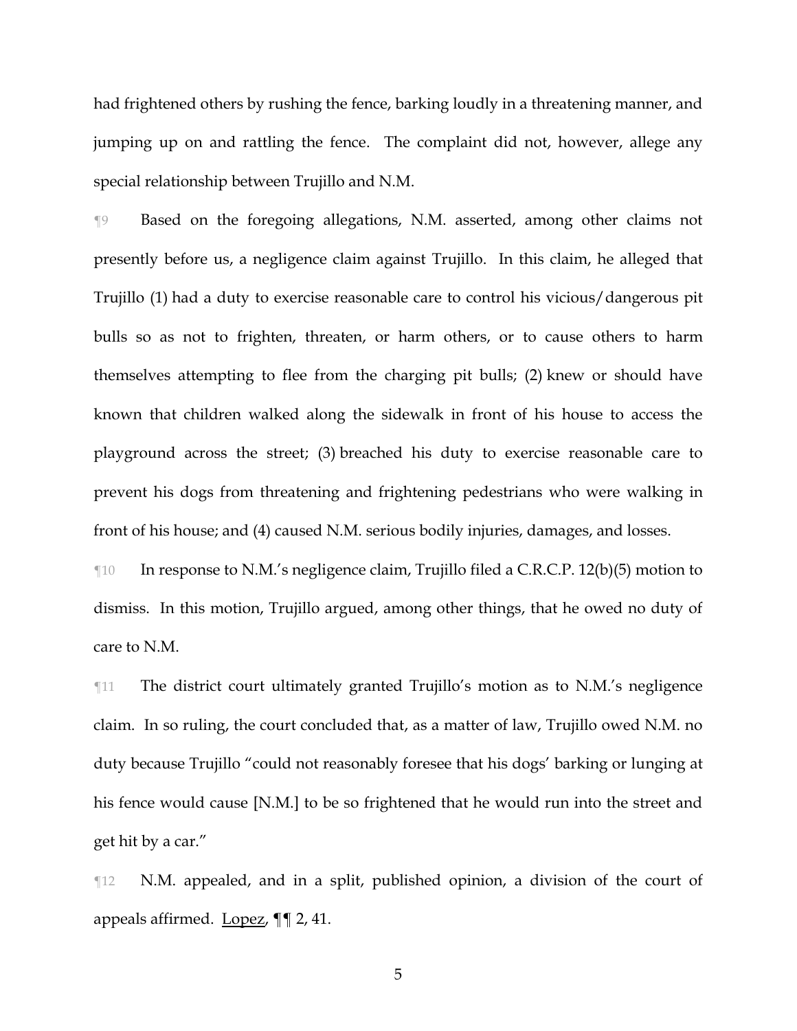had frightened others by rushing the fence, barking loudly in a threatening manner, and jumping up on and rattling the fence. The complaint did not, however, allege any special relationship between Trujillo and N.M.

¶9 Based on the foregoing allegations, N.M. asserted, among other claims not presently before us, a negligence claim against Trujillo. In this claim, he alleged that Trujillo (1) had a duty to exercise reasonable care to control his vicious/dangerous pit bulls so as not to frighten, threaten, or harm others, or to cause others to harm themselves attempting to flee from the charging pit bulls; (2) knew or should have known that children walked along the sidewalk in front of his house to access the playground across the street; (3) breached his duty to exercise reasonable care to prevent his dogs from threatening and frightening pedestrians who were walking in front of his house; and (4) caused N.M. serious bodily injuries, damages, and losses.

¶10 In response to N.M.'s negligence claim, Trujillo filed a C.R.C.P. 12(b)(5) motion to dismiss. In this motion, Trujillo argued, among other things, that he owed no duty of care to N.M.

¶11 The district court ultimately granted Trujillo's motion as to N.M.'s negligence claim. In so ruling, the court concluded that, as a matter of law, Trujillo owed N.M. no duty because Trujillo "could not reasonably foresee that his dogs' barking or lunging at his fence would cause [N.M.] to be so frightened that he would run into the street and get hit by a car."

¶12 N.M. appealed, and in a split, published opinion, a division of the court of appeals affirmed. Lopez, ¶¶ 2, 41.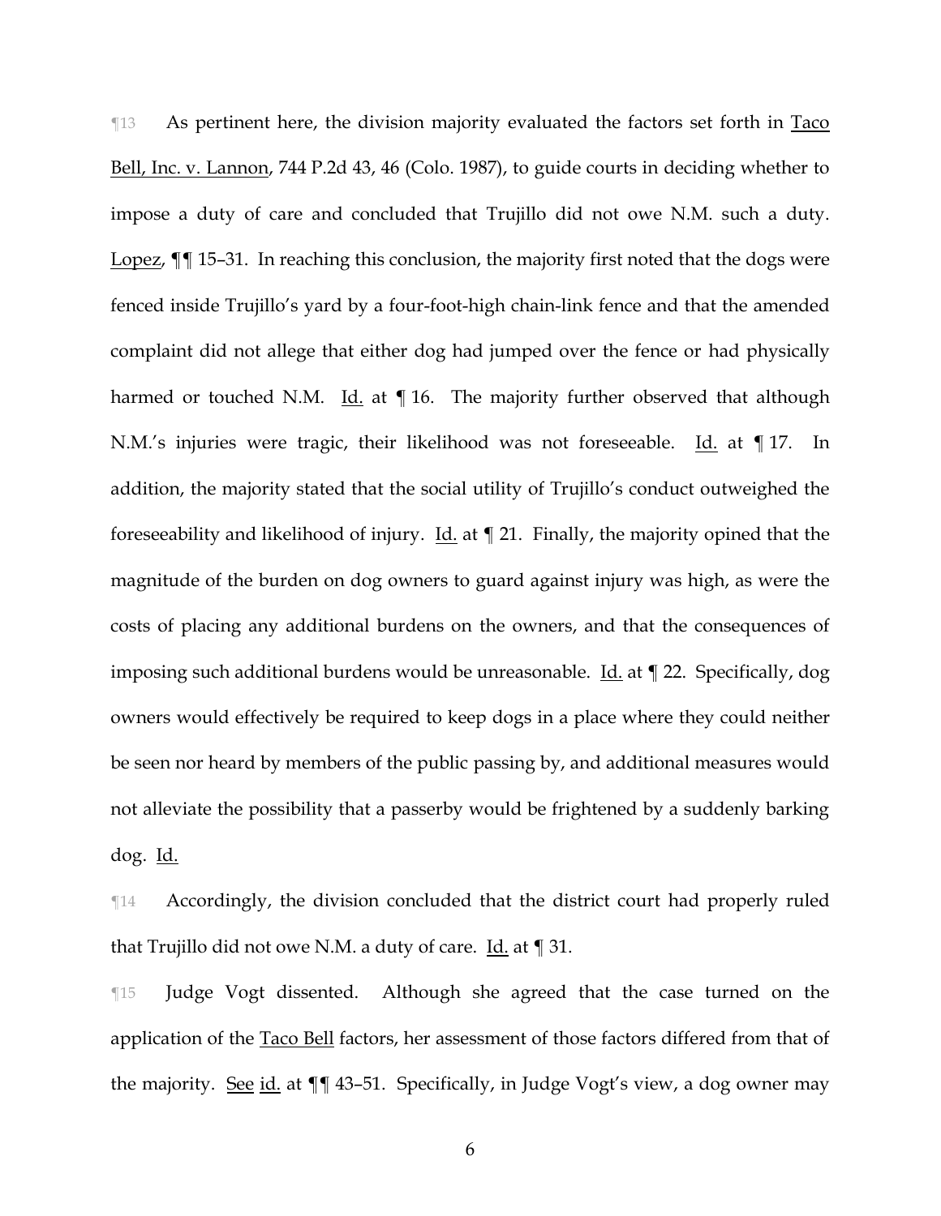¶13 As pertinent here, the division majority evaluated the factors set forth in Taco Bell, Inc. v. Lannon, 744 P.2d 43, 46 (Colo. 1987), to guide courts in deciding whether to impose a duty of care and concluded that Trujillo did not owe N.M. such a duty. Lopez, ¶¶ 15–31. In reaching this conclusion, the majority first noted that the dogs were fenced inside Trujillo's yard by a four-foot-high chain-link fence and that the amended complaint did not allege that either dog had jumped over the fence or had physically harmed or touched N.M. Id. at ¶ 16. The majority further observed that although N.M.'s injuries were tragic, their likelihood was not foreseeable. Id. at ¶ 17. In addition, the majority stated that the social utility of Trujillo's conduct outweighed the foreseeability and likelihood of injury. Id. at ¶ 21. Finally, the majority opined that the magnitude of the burden on dog owners to guard against injury was high, as were the costs of placing any additional burdens on the owners, and that the consequences of imposing such additional burdens would be unreasonable. Id. at ¶ 22. Specifically, dog owners would effectively be required to keep dogs in a place where they could neither be seen nor heard by members of the public passing by, and additional measures would not alleviate the possibility that a passerby would be frightened by a suddenly barking dog. Id.

¶14 Accordingly, the division concluded that the district court had properly ruled that Trujillo did not owe N.M. a duty of care. Id. at ¶ 31.

¶15 Judge Vogt dissented. Although she agreed that the case turned on the application of the Taco Bell factors, her assessment of those factors differed from that of the majority. See id. at ¶¶ 43–51. Specifically, in Judge Vogt's view, a dog owner may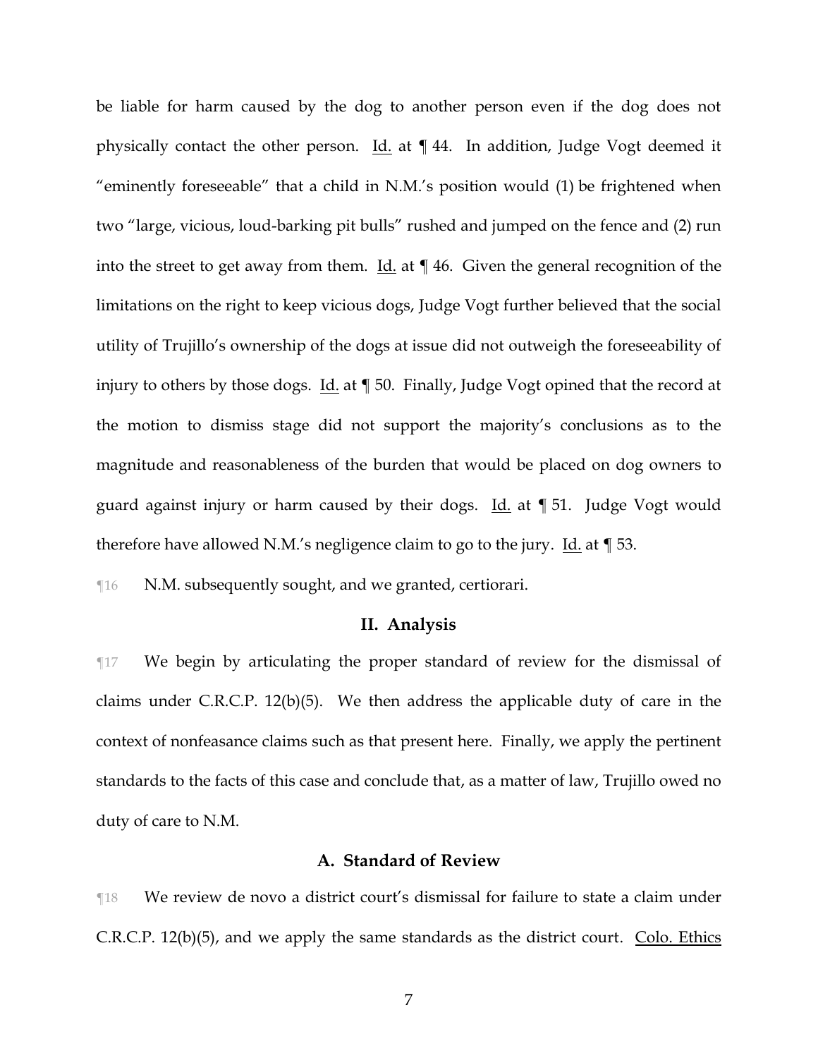be liable for harm caused by the dog to another person even if the dog does not physically contact the other person. Id. at ¶ 44. In addition, Judge Vogt deemed it "eminently foreseeable" that a child in N.M.'s position would (1) be frightened when two "large, vicious, loud-barking pit bulls" rushed and jumped on the fence and (2) run into the street to get away from them. Id. at ¶ 46. Given the general recognition of the limitations on the right to keep vicious dogs, Judge Vogt further believed that the social utility of Trujillo's ownership of the dogs at issue did not outweigh the foreseeability of injury to others by those dogs. Id. at ¶ 50. Finally, Judge Vogt opined that the record at the motion to dismiss stage did not support the majority's conclusions as to the magnitude and reasonableness of the burden that would be placed on dog owners to guard against injury or harm caused by their dogs. Id. at ¶ 51. Judge Vogt would therefore have allowed N.M.'s negligence claim to go to the jury. Id. at ¶ 53.

¶16 N.M. subsequently sought, and we granted, certiorari.

## II. Analysis

¶17 We begin by articulating the proper standard of review for the dismissal of claims under C.R.C.P. 12(b)(5). We then address the applicable duty of care in the context of nonfeasance claims such as that present here. Finally, we apply the pertinent standards to the facts of this case and conclude that, as a matter of law, Trujillo owed no duty of care to N.M.

### A. Standard of Review

¶18 We review de novo a district court's dismissal for failure to state a claim under C.R.C.P. 12(b)(5), and we apply the same standards as the district court. Colo. Ethics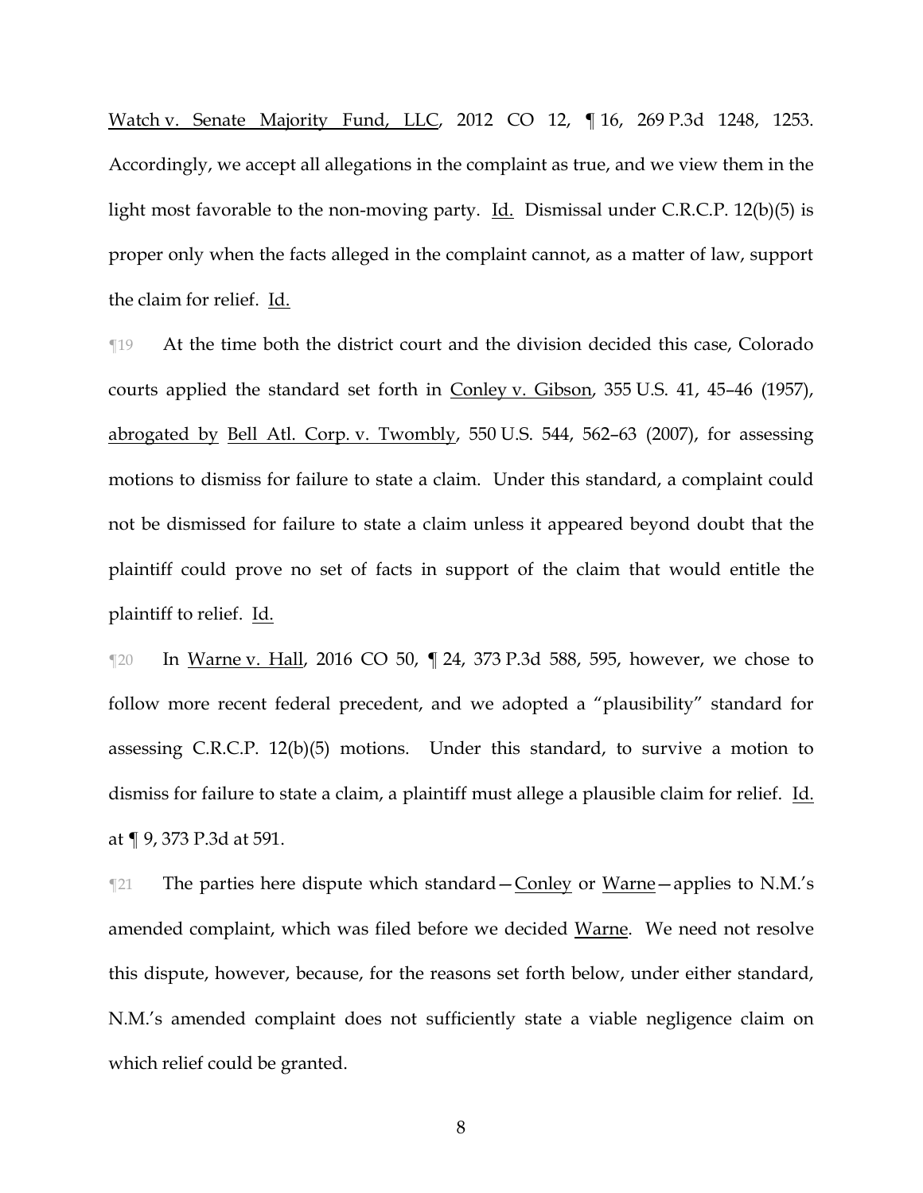Watch v. Senate Majority Fund, LLC, 2012 CO 12, ¶ 16, 269 P.3d 1248, 1253. Accordingly, we accept all allegations in the complaint as true, and we view them in the light most favorable to the non-moving party. Id. Dismissal under C.R.C.P. 12(b)(5) is proper only when the facts alleged in the complaint cannot, as a matter of law, support the claim for relief. Id.

¶19 At the time both the district court and the division decided this case, Colorado courts applied the standard set forth in Conley v. Gibson, 355 U.S. 41, 45–46 (1957), abrogated by Bell Atl. Corp. v. Twombly, 550 U.S. 544, 562–63 (2007), for assessing motions to dismiss for failure to state a claim. Under this standard, a complaint could not be dismissed for failure to state a claim unless it appeared beyond doubt that the plaintiff could prove no set of facts in support of the claim that would entitle the plaintiff to relief. Id.

¶20 In Warne v. Hall, 2016 CO 50, ¶ 24, 373 P.3d 588, 595, however, we chose to follow more recent federal precedent, and we adopted a "plausibility" standard for assessing C.R.C.P. 12(b)(5) motions. Under this standard, to survive a motion to dismiss for failure to state a claim, a plaintiff must allege a plausible claim for relief. Id. at ¶ 9, 373 P.3d at 591.

¶21 The parties here dispute which standard—Conley or Warne—applies to N.M.'s amended complaint, which was filed before we decided Warne. We need not resolve this dispute, however, because, for the reasons set forth below, under either standard, N.M.'s amended complaint does not sufficiently state a viable negligence claim on which relief could be granted.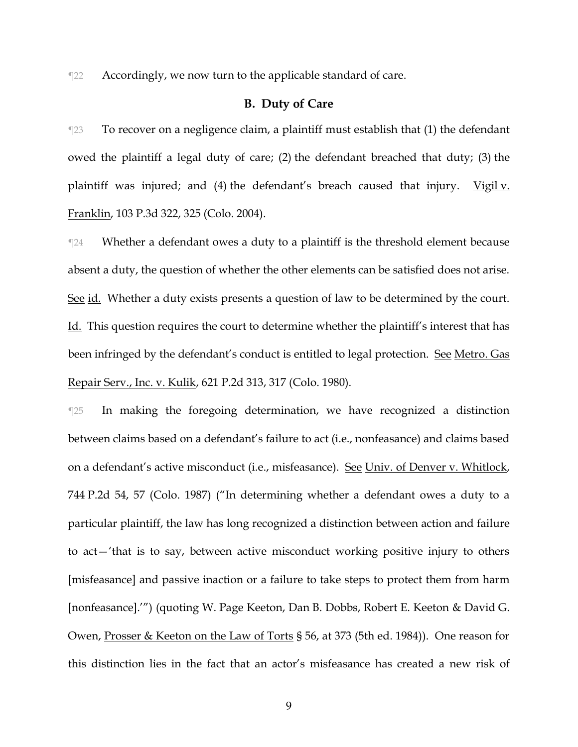¶22 Accordingly, we now turn to the applicable standard of care.

### B. Duty of Care

¶23 To recover on a negligence claim, a plaintiff must establish that (1) the defendant owed the plaintiff a legal duty of care; (2) the defendant breached that duty; (3) the plaintiff was injured; and (4) the defendant's breach caused that injury. Vigil v. Franklin, 103 P.3d 322, 325 (Colo. 2004).

¶24 Whether a defendant owes a duty to a plaintiff is the threshold element because absent a duty, the question of whether the other elements can be satisfied does not arise. See id. Whether a duty exists presents a question of law to be determined by the court. Id. This question requires the court to determine whether the plaintiff's interest that has been infringed by the defendant's conduct is entitled to legal protection. See Metro. Gas Repair Serv., Inc. v. Kulik, 621 P.2d 313, 317 (Colo. 1980).

¶25 In making the foregoing determination, we have recognized a distinction between claims based on a defendant's failure to act (i.e., nonfeasance) and claims based on a defendant's active misconduct (i.e., misfeasance). See Univ. of Denver v. Whitlock, 744 P.2d 54, 57 (Colo. 1987) ("In determining whether a defendant owes a duty to a particular plaintiff, the law has long recognized a distinction between action and failure to act—'that is to say, between active misconduct working positive injury to others [misfeasance] and passive inaction or a failure to take steps to protect them from harm [nonfeasance].'") (quoting W. Page Keeton, Dan B. Dobbs, Robert E. Keeton & David G. Owen, Prosser & Keeton on the Law of Torts § 56, at 373 (5th ed. 1984)). One reason for this distinction lies in the fact that an actor's misfeasance has created a new risk of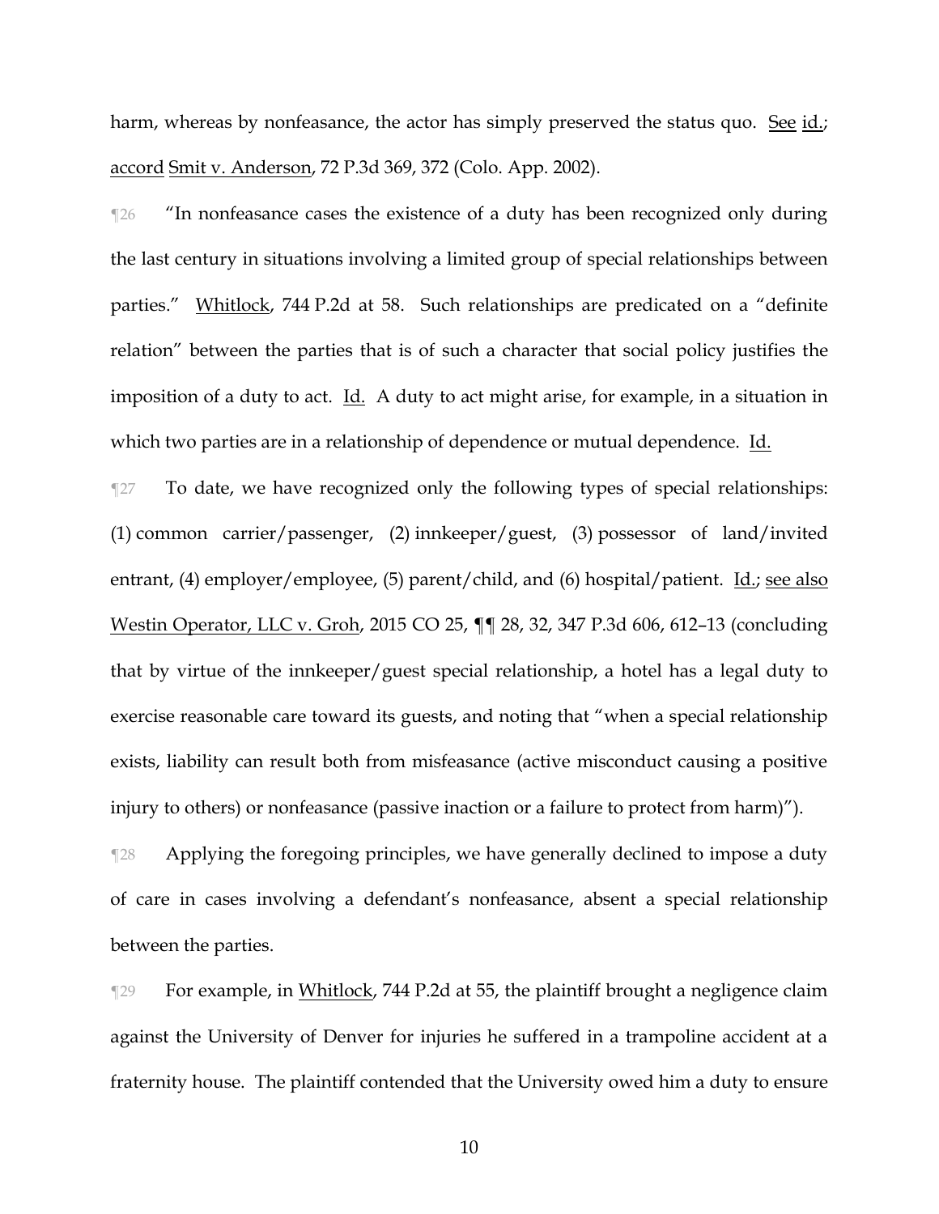harm, whereas by nonfeasance, the actor has simply preserved the status quo. See id.; accord Smit v. Anderson, 72 P.3d 369, 372 (Colo. App. 2002).

¶26 "In nonfeasance cases the existence of a duty has been recognized only during the last century in situations involving a limited group of special relationships between parties." Whitlock, 744 P.2d at 58. Such relationships are predicated on a "definite relation" between the parties that is of such a character that social policy justifies the imposition of a duty to act. Id. A duty to act might arise, for example, in a situation in which two parties are in a relationship of dependence or mutual dependence. Id.

¶27 To date, we have recognized only the following types of special relationships: (1) common carrier/passenger, (2) innkeeper/guest, (3) possessor of land/invited entrant, (4) employer/employee, (5) parent/child, and (6) hospital/patient. Id.; see also Westin Operator, LLC v. Groh, 2015 CO 25, ¶¶ 28, 32, 347 P.3d 606, 612–13 (concluding that by virtue of the innkeeper/guest special relationship, a hotel has a legal duty to exercise reasonable care toward its guests, and noting that "when a special relationship exists, liability can result both from misfeasance (active misconduct causing a positive injury to others) or nonfeasance (passive inaction or a failure to protect from harm)").

¶28 Applying the foregoing principles, we have generally declined to impose a duty of care in cases involving a defendant's nonfeasance, absent a special relationship between the parties.

¶29 For example, in Whitlock, 744 P.2d at 55, the plaintiff brought a negligence claim against the University of Denver for injuries he suffered in a trampoline accident at a fraternity house. The plaintiff contended that the University owed him a duty to ensure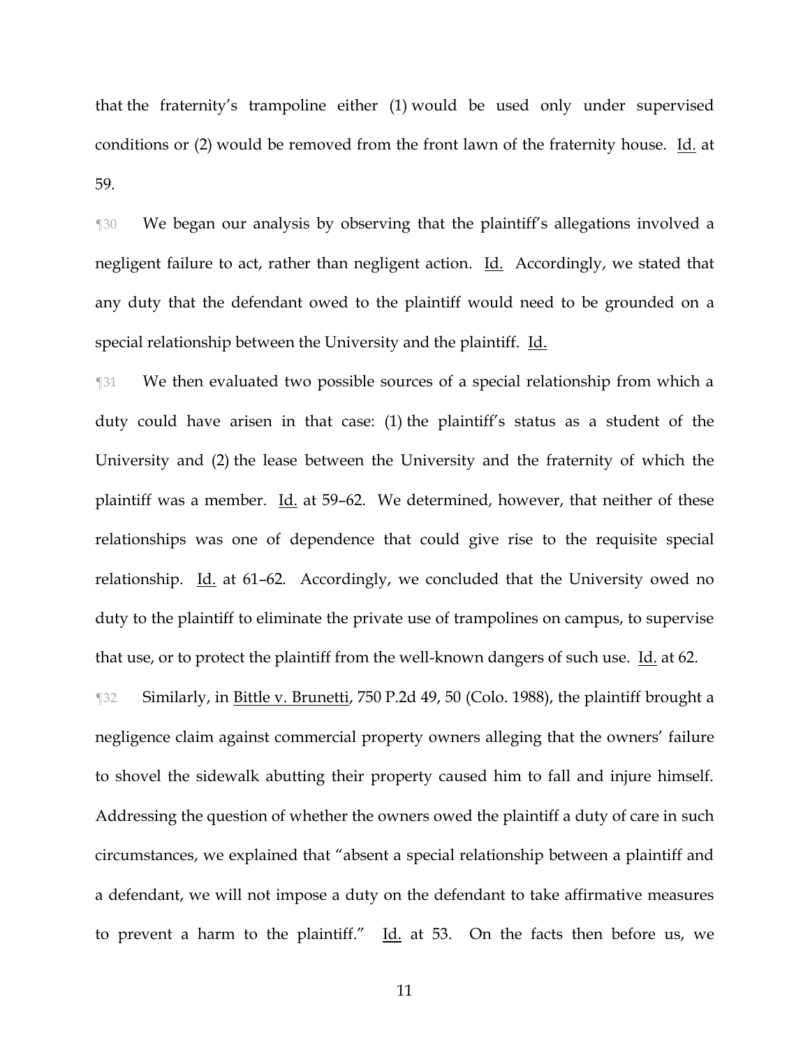that the fraternity's trampoline either (1) would be used only under supervised conditions or (2) would be removed from the front lawn of the fraternity house. Id. at 59.

¶30 We began our analysis by observing that the plaintiff's allegations involved a negligent failure to act, rather than negligent action. Id. Accordingly, we stated that any duty that the defendant owed to the plaintiff would need to be grounded on a special relationship between the University and the plaintiff. Id.

¶31 We then evaluated two possible sources of a special relationship from which a duty could have arisen in that case: (1) the plaintiff's status as a student of the University and (2) the lease between the University and the fraternity of which the plaintiff was a member. Id. at 59–62. We determined, however, that neither of these relationships was one of dependence that could give rise to the requisite special relationship. Id. at 61–62. Accordingly, we concluded that the University owed no duty to the plaintiff to eliminate the private use of trampolines on campus, to supervise that use, or to protect the plaintiff from the well-known dangers of such use. Id. at 62.

¶32 Similarly, in Bittle v. Brunetti, 750 P.2d 49, 50 (Colo. 1988), the plaintiff brought a negligence claim against commercial property owners alleging that the owners' failure to shovel the sidewalk abutting their property caused him to fall and injure himself. Addressing the question of whether the owners owed the plaintiff a duty of care in such circumstances, we explained that "absent a special relationship between a plaintiff and a defendant, we will not impose a duty on the defendant to take affirmative measures to prevent a harm to the plaintiff." Id. at 53. On the facts then before us, we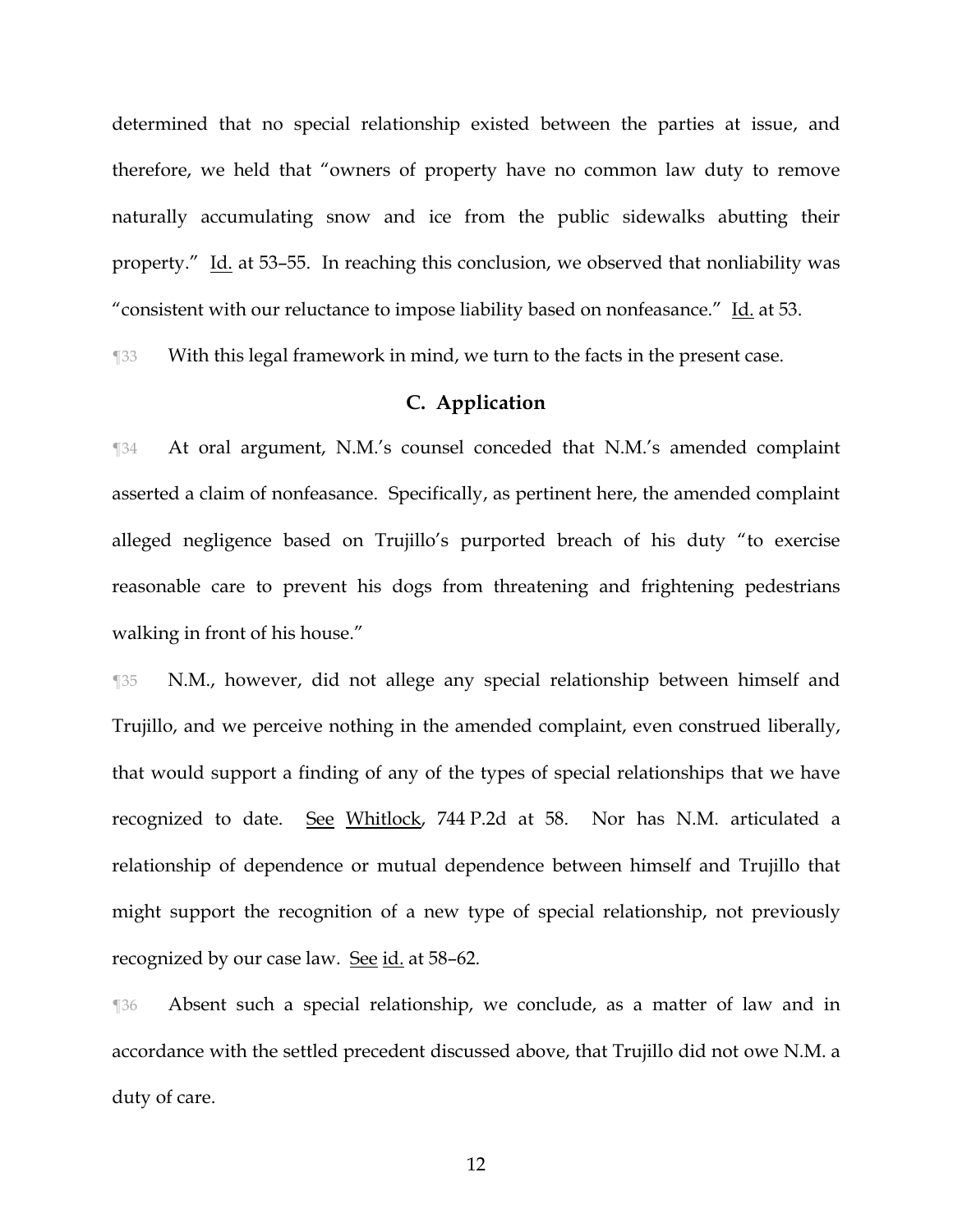determined that no special relationship existed between the parties at issue, and therefore, we held that "owners of property have no common law duty to remove naturally accumulating snow and ice from the public sidewalks abutting their property." Id. at 53–55. In reaching this conclusion, we observed that nonliability was "consistent with our reluctance to impose liability based on nonfeasance." Id. at 53.

¶33 With this legal framework in mind, we turn to the facts in the present case.

### C. Application

¶34 At oral argument, N.M.'s counsel conceded that N.M.'s amended complaint asserted a claim of nonfeasance. Specifically, as pertinent here, the amended complaint alleged negligence based on Trujillo's purported breach of his duty "to exercise reasonable care to prevent his dogs from threatening and frightening pedestrians walking in front of his house."

¶35 N.M., however, did not allege any special relationship between himself and Trujillo, and we perceive nothing in the amended complaint, even construed liberally, that would support a finding of any of the types of special relationships that we have recognized to date. See Whitlock, 744 P.2d at 58. Nor has N.M. articulated a relationship of dependence or mutual dependence between himself and Trujillo that might support the recognition of a new type of special relationship, not previously recognized by our case law. See id. at 58–62.

¶36 Absent such a special relationship, we conclude, as a matter of law and in accordance with the settled precedent discussed above, that Trujillo did not owe N.M. a duty of care.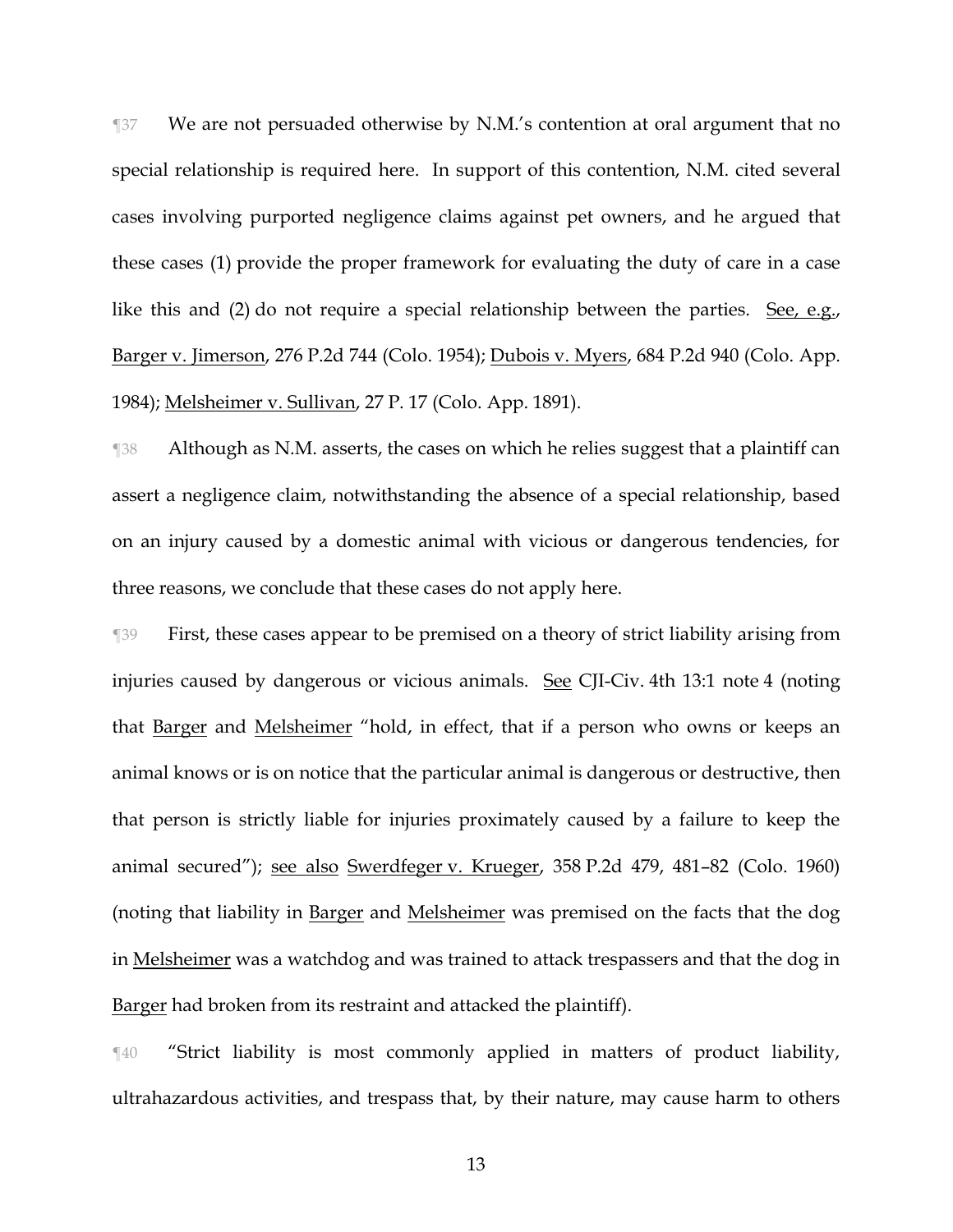¶37 We are not persuaded otherwise by N.M.'s contention at oral argument that no special relationship is required here. In support of this contention, N.M. cited several cases involving purported negligence claims against pet owners, and he argued that these cases (1) provide the proper framework for evaluating the duty of care in a case like this and (2) do not require a special relationship between the parties. See, e.g., Barger v. Jimerson, 276 P.2d 744 (Colo. 1954); Dubois v. Myers, 684 P.2d 940 (Colo. App. 1984); Melsheimer v. Sullivan, 27 P. 17 (Colo. App. 1891).

¶38 Although as N.M. asserts, the cases on which he relies suggest that a plaintiff can assert a negligence claim, notwithstanding the absence of a special relationship, based on an injury caused by a domestic animal with vicious or dangerous tendencies, for three reasons, we conclude that these cases do not apply here.

¶39 First, these cases appear to be premised on a theory of strict liability arising from injuries caused by dangerous or vicious animals. See CJI-Civ. 4th 13:1 note 4 (noting that Barger and Melsheimer "hold, in effect, that if a person who owns or keeps an animal knows or is on notice that the particular animal is dangerous or destructive, then that person is strictly liable for injuries proximately caused by a failure to keep the animal secured"); see also Swerdfeger v. Krueger, 358 P.2d 479, 481–82 (Colo. 1960) (noting that liability in Barger and Melsheimer was premised on the facts that the dog in Melsheimer was a watchdog and was trained to attack trespassers and that the dog in Barger had broken from its restraint and attacked the plaintiff).

¶40 "Strict liability is most commonly applied in matters of product liability, ultrahazardous activities, and trespass that, by their nature, may cause harm to others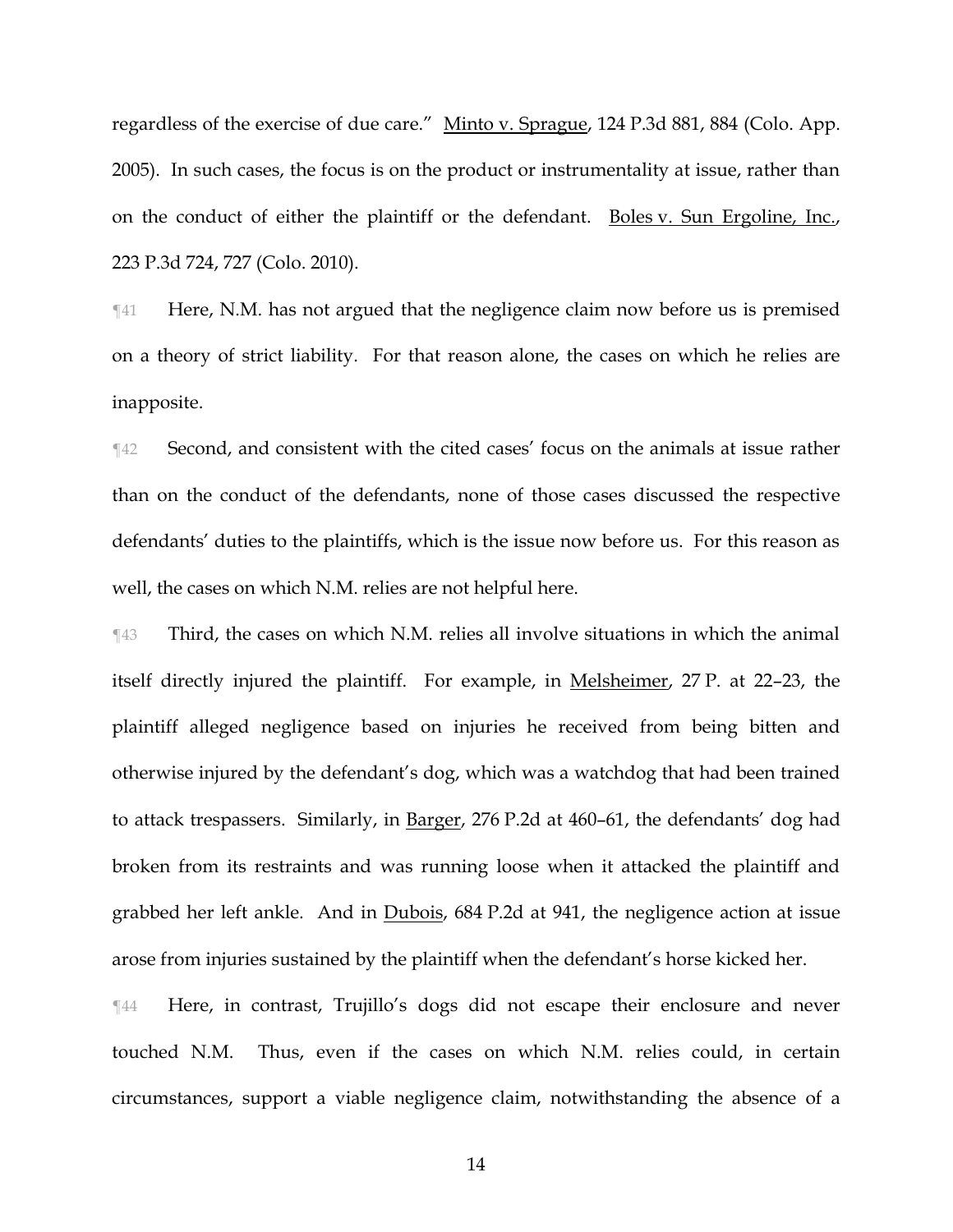regardless of the exercise of due care." Minto v. Sprague, 124 P.3d 881, 884 (Colo. App. 2005). In such cases, the focus is on the product or instrumentality at issue, rather than on the conduct of either the plaintiff or the defendant. Boles v. Sun Ergoline, Inc., 223 P.3d 724, 727 (Colo. 2010).

¶41 Here, N.M. has not argued that the negligence claim now before us is premised on a theory of strict liability. For that reason alone, the cases on which he relies are inapposite.

¶42 Second, and consistent with the cited cases' focus on the animals at issue rather than on the conduct of the defendants, none of those cases discussed the respective defendants' duties to the plaintiffs, which is the issue now before us. For this reason as well, the cases on which N.M. relies are not helpful here.

¶43 Third, the cases on which N.M. relies all involve situations in which the animal itself directly injured the plaintiff. For example, in Melsheimer, 27 P. at 22–23, the plaintiff alleged negligence based on injuries he received from being bitten and otherwise injured by the defendant's dog, which was a watchdog that had been trained to attack trespassers. Similarly, in Barger, 276 P.2d at 460–61, the defendants' dog had broken from its restraints and was running loose when it attacked the plaintiff and grabbed her left ankle. And in Dubois, 684 P.2d at 941, the negligence action at issue arose from injuries sustained by the plaintiff when the defendant's horse kicked her.

¶44 Here, in contrast, Trujillo's dogs did not escape their enclosure and never touched N.M. Thus, even if the cases on which N.M. relies could, in certain circumstances, support a viable negligence claim, notwithstanding the absence of a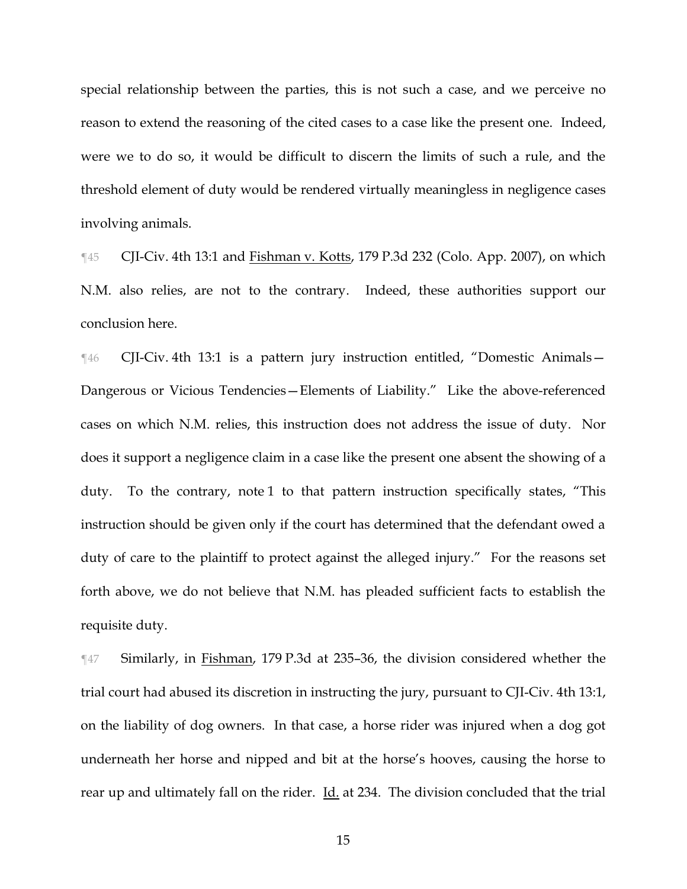special relationship between the parties, this is not such a case, and we perceive no reason to extend the reasoning of the cited cases to a case like the present one. Indeed, were we to do so, it would be difficult to discern the limits of such a rule, and the threshold element of duty would be rendered virtually meaningless in negligence cases involving animals.

¶45 CJI-Civ. 4th 13:1 and Fishman v. Kotts, 179 P.3d 232 (Colo. App. 2007), on which N.M. also relies, are not to the contrary. Indeed, these authorities support our conclusion here.

¶46 CJI-Civ. 4th 13:1 is a pattern jury instruction entitled, "Domestic Animals—Dangerous or Vicious Tendencies—Elements of Liability." Like the above-referenced cases on which N.M. relies, this instruction does not address the issue of duty. Nor does it support a negligence claim in a case like the present one absent the showing of a duty. To the contrary, note 1 to that pattern instruction specifically states, "This instruction should be given only if the court has determined that the defendant owed a duty of care to the plaintiff to protect against the alleged injury." For the reasons set forth above, we do not believe that N.M. has pleaded sufficient facts to establish the requisite duty.

¶47 Similarly, in Fishman, 179 P.3d at 235–36, the division considered whether the trial court had abused its discretion in instructing the jury, pursuant to CJI-Civ. 4th 13:1, on the liability of dog owners. In that case, a horse rider was injured when a dog got underneath her horse and nipped and bit at the horse's hooves, causing the horse to rear up and ultimately fall on the rider. Id. at 234. The division concluded that the trial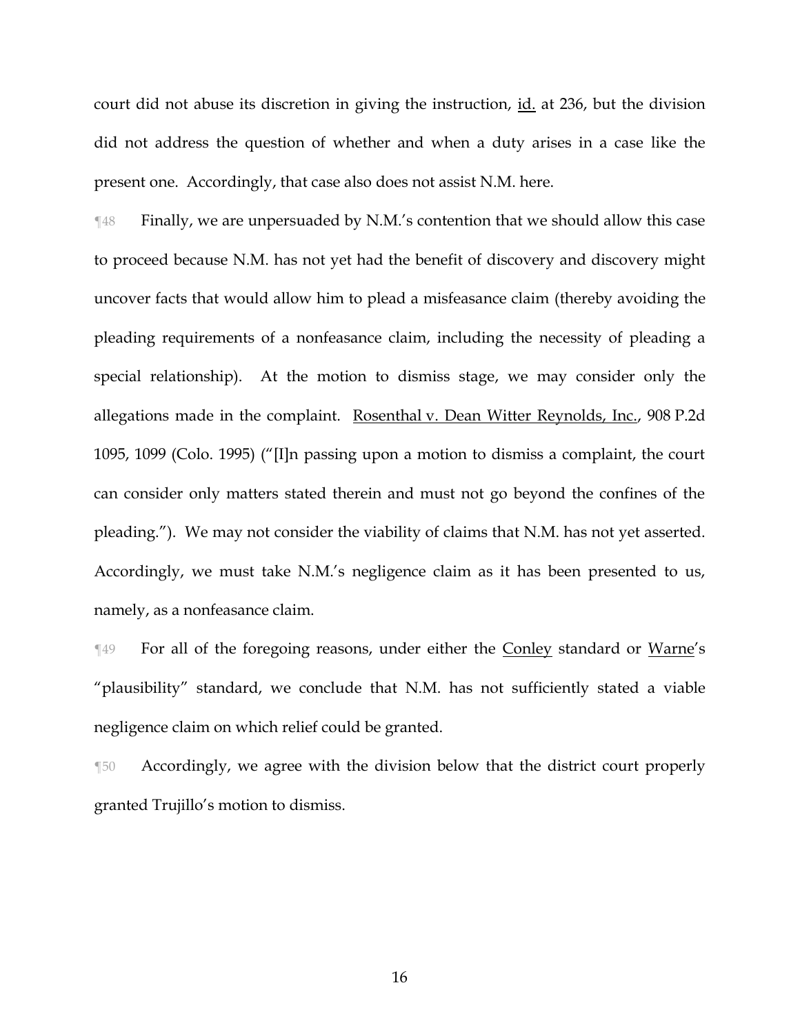court did not abuse its discretion in giving the instruction, id. at 236, but the division did not address the question of whether and when a duty arises in a case like the present one. Accordingly, that case also does not assist N.M. here.

¶48 Finally, we are unpersuaded by N.M.'s contention that we should allow this case to proceed because N.M. has not yet had the benefit of discovery and discovery might uncover facts that would allow him to plead a misfeasance claim (thereby avoiding the pleading requirements of a nonfeasance claim, including the necessity of pleading a special relationship). At the motion to dismiss stage, we may consider only the allegations made in the complaint. Rosenthal v. Dean Witter Reynolds, Inc., 908 P.2d 1095, 1099 (Colo. 1995) ("[I]n passing upon a motion to dismiss a complaint, the court can consider only matters stated therein and must not go beyond the confines of the pleading."). We may not consider the viability of claims that N.M. has not yet asserted. Accordingly, we must take N.M.'s negligence claim as it has been presented to us, namely, as a nonfeasance claim.

¶49 For all of the foregoing reasons, under either the Conley standard or Warne's "plausibility" standard, we conclude that N.M. has not sufficiently stated a viable negligence claim on which relief could be granted.

¶50 Accordingly, we agree with the division below that the district court properly granted Trujillo's motion to dismiss.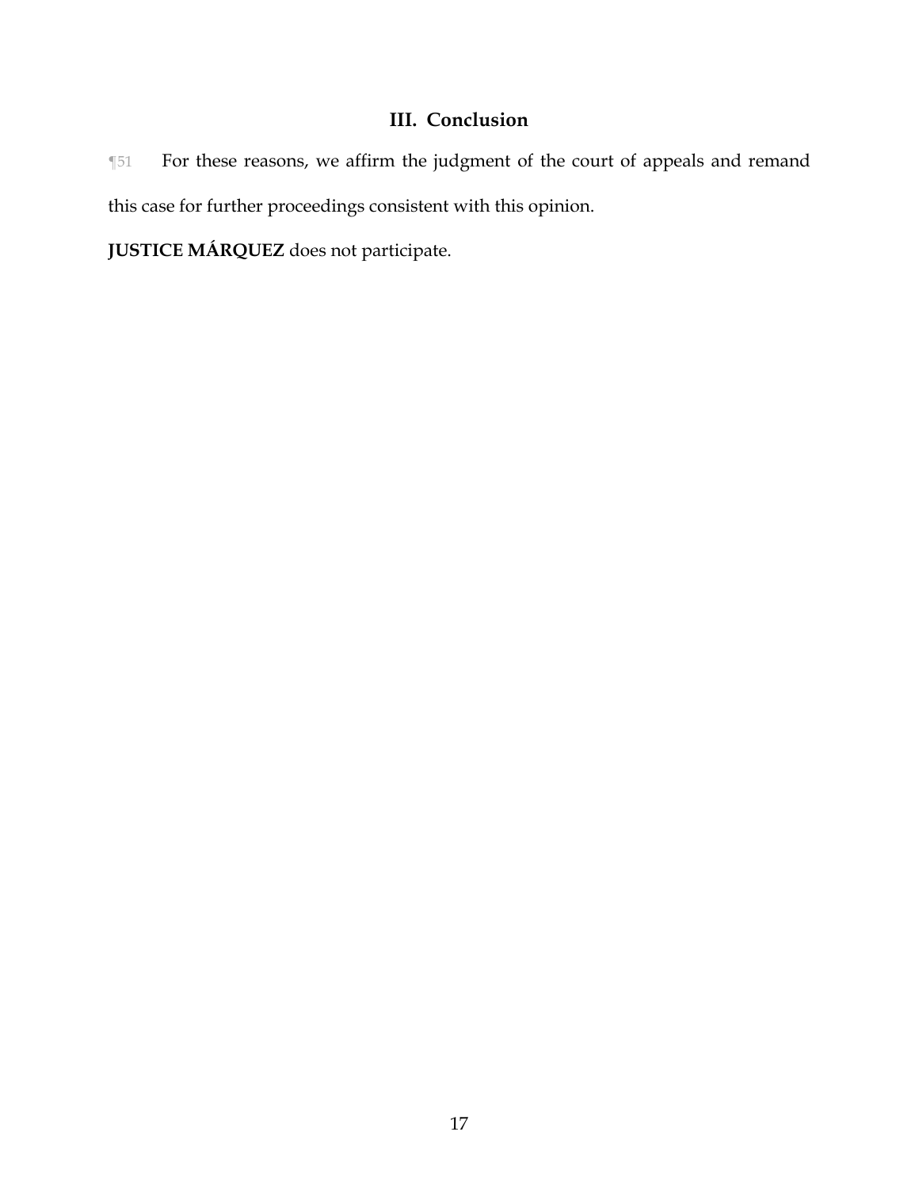## III. Conclusion

¶51 For these reasons, we affirm the judgment of the court of appeals and remand this case for further proceedings consistent with this opinion.

**JUSTICE MÁRQUEZ** does not participate.